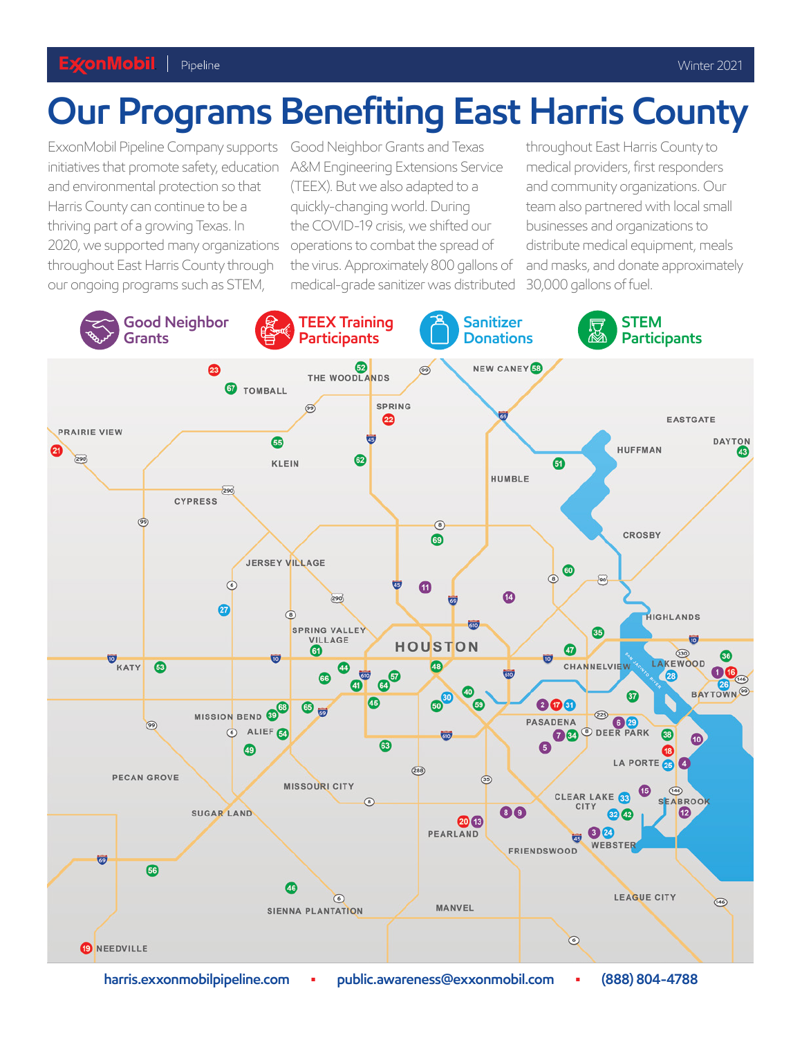ExxonMobil | Pipeline — Winter 2021

# Our Programs Benefiting East Harris County

ExxonMobil Pipeline Company supports initiatives that promote safety, education and environmental protection so that Harris County can continue to be a thriving part of a growing Texas. In 2020, we supported many organizations throughout East Harris County through our ongoing programs such as STEM, Good Neighbor Grants and Texas A&M Engineering Extensions Service (TEEX). But we also adapted to a quickly-changing world. During the COVID-19 crisis, we shifted our operations to combat the spread of the virus. Approximately 800 gallons of medical-grade sanitizer was distributed throughout East Harris County to medical providers, first responders and community organizations. Our team also partnered with local small businesses and organizations to distribute medical equipment, meals and masks, and donate approximately 30,000 gallons of fuel.

- Good Neighbor Grants
- TEEX Training Participants
- Sanitizer Donations
- STEM Participants

harris.exxonmobilpipeline.com ▪ public.awareness@exxonmobil.com ▪ (888) 804-4788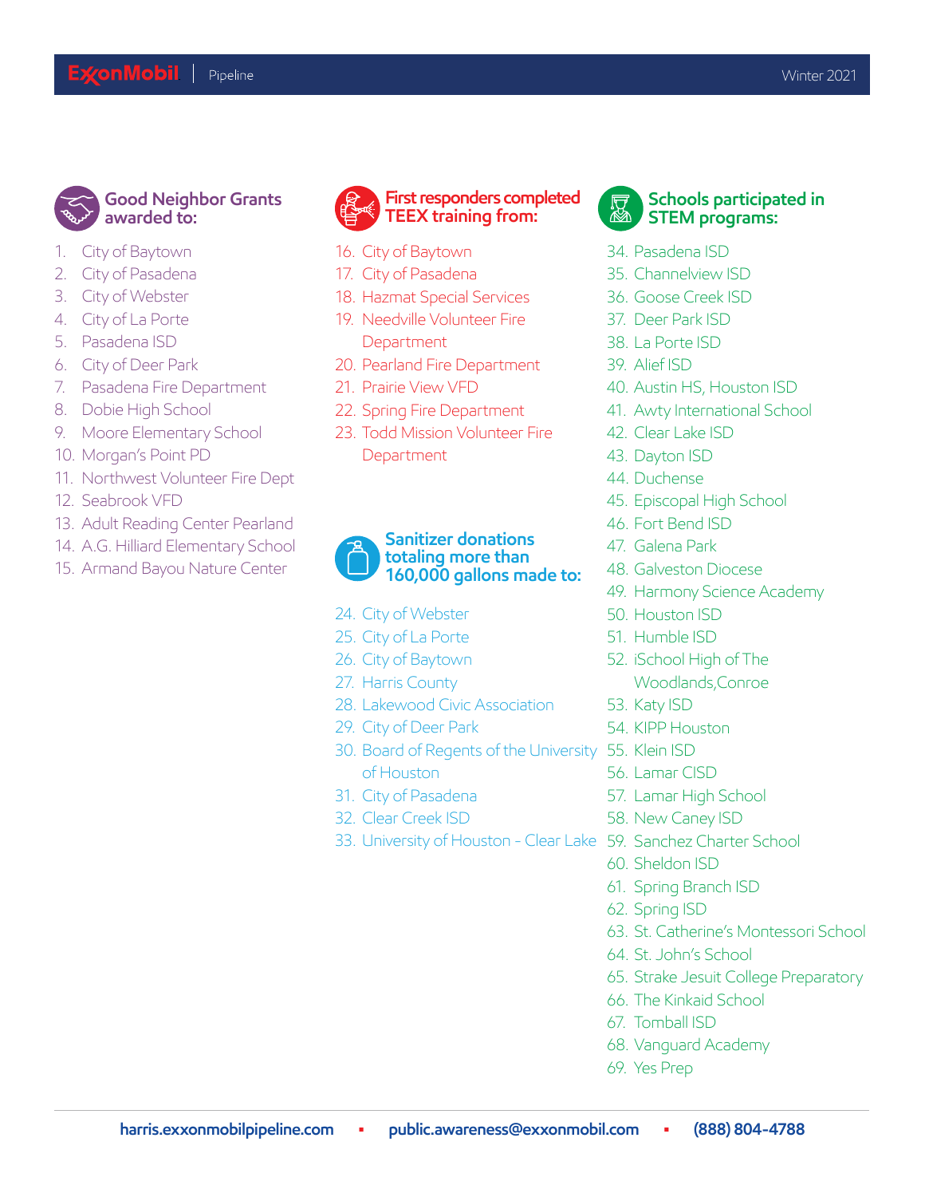## Good Neighbor Grants awarded to:

1. City of Baytown
2. City of Pasadena
3. City of Webster
4. City of La Porte
5. Pasadena ISD
6. City of Deer Park
7. Pasadena Fire Department
8. Dobie High School
9. Moore Elementary School
10. Morgan's Point PD
11. Northwest Volunteer Fire Dept
12. Seabrook VFD
13. Adult Reading Center Pearland
14. A.G. Hilliard Elementary School
15. Armand Bayou Nature Center

## First responders completed TEEX training from:

16. City of Baytown
17. City of Pasadena
18. Hazmat Special Services
19. Needville Volunteer Fire Department
20. Pearland Fire Department
21. Prairie View VFD
22. Spring Fire Department
23. Todd Mission Volunteer Fire Department

## Sanitizer donations totaling more than 160,000 gallons made to:

24. City of Webster
25. City of La Porte
26. City of Baytown
27. Harris County
28. Lakewood Civic Association
29. City of Deer Park
30. Board of Regents of the University of Houston
31. City of Pasadena
32. Clear Creek ISD
33. University of Houston - Clear Lake

## Schools participated in STEM programs:

34. Pasadena ISD
35. Channelview ISD
36. Goose Creek ISD
37. Deer Park ISD
38. La Porte ISD
39. Alief ISD
40. Austin HS, Houston ISD
41. Awty International School
42. Clear Lake ISD
43. Dayton ISD
44. Duchense
45. Episcopal High School
46. Fort Bend ISD
47. Galena Park
48. Galveston Diocese
49. Harmony Science Academy
50. Houston ISD
51. Humble ISD
52. iSchool High of The Woodlands,Conroe
53. Katy ISD
54. KIPP Houston
55. Klein ISD
56. Lamar CISD
57. Lamar High School
58. New Caney ISD
59. Sanchez Charter School
60. Sheldon ISD
61. Spring Branch ISD
62. Spring ISD
63. St. Catherine's Montessori School
64. St. John's School
65. Strake Jesuit College Preparatory
66. The Kinkaid School
67. Tomball ISD
68. Vanguard Academy
69. Yes Prep

**harris.exxonmobilpipeline.com** ▪ **public.awareness@exxonmobil.com** ▪ **(888) 804-4788**